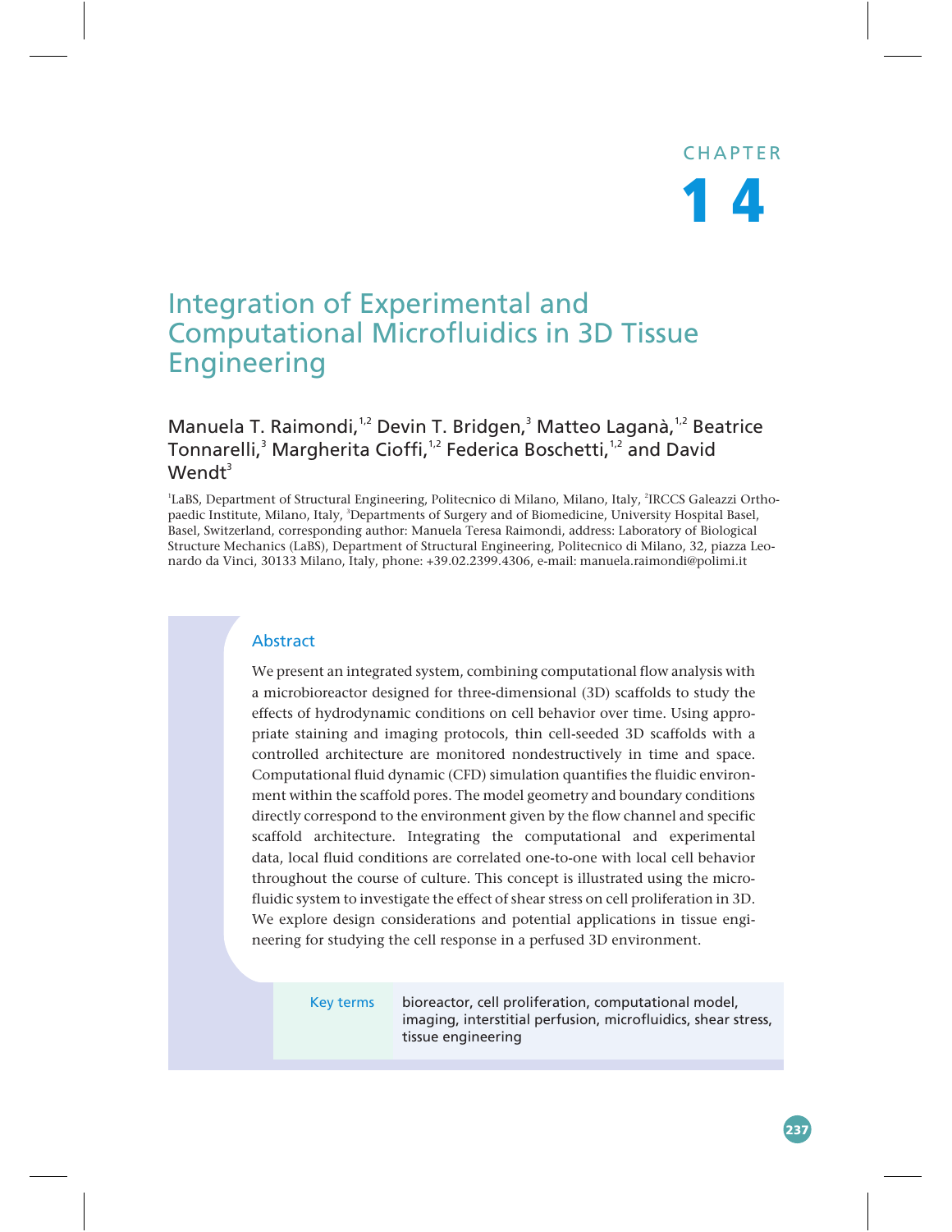CHAPTER

# 14

# Integration of Experimental and Computational Microfluidics in 3D Tissue Engineering

Manuela T. Raimondi,[1,2] Devin T. Bridgen,[3] Matteo Laganà,[1,2] Beatrice Tonnarelli,[3] Margherita Cioffi,[1,2] Federica Boschetti,[1,2] and David Wendt[3]

[1]LaBS, Department of Structural Engineering, Politecnico di Milano, Milano, Italy, [2]IRCCS Galeazzi Orthopaedic Institute, Milano, Italy, [3]Departments of Surgery and of Biomedicine, University Hospital Basel, Basel, Switzerland, corresponding author: Manuela Teresa Raimondi, address: Laboratory of Biological Structure Mechanics (LaBS), Department of Structural Engineering, Politecnico di Milano, 32, piazza Leonardo da Vinci, 30133 Milano, Italy, phone: +39.02.2399.4306, e-mail: manuela.raimondi@polimi.it

## Abstract

We present an integrated system, combining computational flow analysis with a microbioreactor designed for three-dimensional (3D) scaffolds to study the effects of hydrodynamic conditions on cell behavior over time. Using appropriate staining and imaging protocols, thin cell-seeded 3D scaffolds with a controlled architecture are monitored nondestructively in time and space. Computational fluid dynamic (CFD) simulation quantifies the fluidic environment within the scaffold pores. The model geometry and boundary conditions directly correspond to the environment given by the flow channel and specific scaffold architecture. Integrating the computational and experimental data, local fluid conditions are correlated one-to-one with local cell behavior throughout the course of culture. This concept is illustrated using the microfluidic system to investigate the effect of shear stress on cell proliferation in 3D. We explore design considerations and potential applications in tissue engineering for studying the cell response in a perfused 3D environment.

**Key terms** bioreactor, cell proliferation, computational model, imaging, interstitial perfusion, microfluidics, shear stress, tissue engineering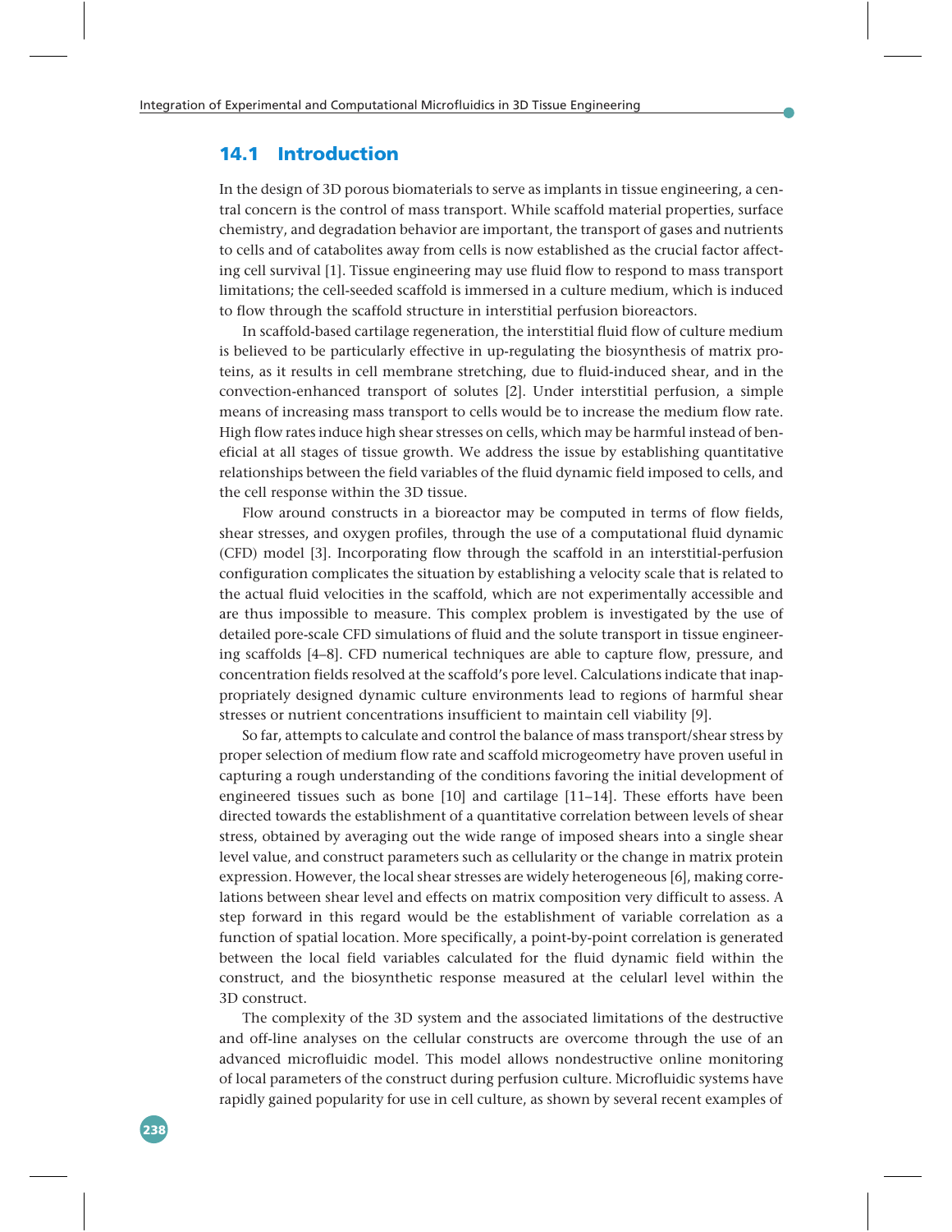## 14.1 Introduction

In the design of 3D porous biomaterials to serve as implants in tissue engineering, a central concern is the control of mass transport. While scaffold material properties, surface chemistry, and degradation behavior are important, the transport of gases and nutrients to cells and of catabolites away from cells is now established as the crucial factor affecting cell survival [1]. Tissue engineering may use fluid flow to respond to mass transport limitations; the cell-seeded scaffold is immersed in a culture medium, which is induced to flow through the scaffold structure in interstitial perfusion bioreactors.

In scaffold-based cartilage regeneration, the interstitial fluid flow of culture medium is believed to be particularly effective in up-regulating the biosynthesis of matrix proteins, as it results in cell membrane stretching, due to fluid-induced shear, and in the convection-enhanced transport of solutes [2]. Under interstitial perfusion, a simple means of increasing mass transport to cells would be to increase the medium flow rate. High flow rates induce high shear stresses on cells, which may be harmful instead of beneficial at all stages of tissue growth. We address the issue by establishing quantitative relationships between the field variables of the fluid dynamic field imposed to cells, and the cell response within the 3D tissue.

Flow around constructs in a bioreactor may be computed in terms of flow fields, shear stresses, and oxygen profiles, through the use of a computational fluid dynamic (CFD) model [3]. Incorporating flow through the scaffold in an interstitial-perfusion configuration complicates the situation by establishing a velocity scale that is related to the actual fluid velocities in the scaffold, which are not experimentally accessible and are thus impossible to measure. This complex problem is investigated by the use of detailed pore-scale CFD simulations of fluid and the solute transport in tissue engineering scaffolds [4–8]. CFD numerical techniques are able to capture flow, pressure, and concentration fields resolved at the scaffold's pore level. Calculations indicate that inappropriately designed dynamic culture environments lead to regions of harmful shear stresses or nutrient concentrations insufficient to maintain cell viability [9].

So far, attempts to calculate and control the balance of mass transport/shear stress by proper selection of medium flow rate and scaffold microgeometry have proven useful in capturing a rough understanding of the conditions favoring the initial development of engineered tissues such as bone [10] and cartilage [11–14]. These efforts have been directed towards the establishment of a quantitative correlation between levels of shear stress, obtained by averaging out the wide range of imposed shears into a single shear level value, and construct parameters such as cellularity or the change in matrix protein expression. However, the local shear stresses are widely heterogeneous [6], making correlations between shear level and effects on matrix composition very difficult to assess. A step forward in this regard would be the establishment of variable correlation as a function of spatial location. More specifically, a point-by-point correlation is generated between the local field variables calculated for the fluid dynamic field within the construct, and the biosynthetic response measured at the celularl level within the 3D construct.

The complexity of the 3D system and the associated limitations of the destructive and off-line analyses on the cellular constructs are overcome through the use of an advanced microfluidic model. This model allows nondestructive online monitoring of local parameters of the construct during perfusion culture. Microfluidic systems have rapidly gained popularity for use in cell culture, as shown by several recent examples of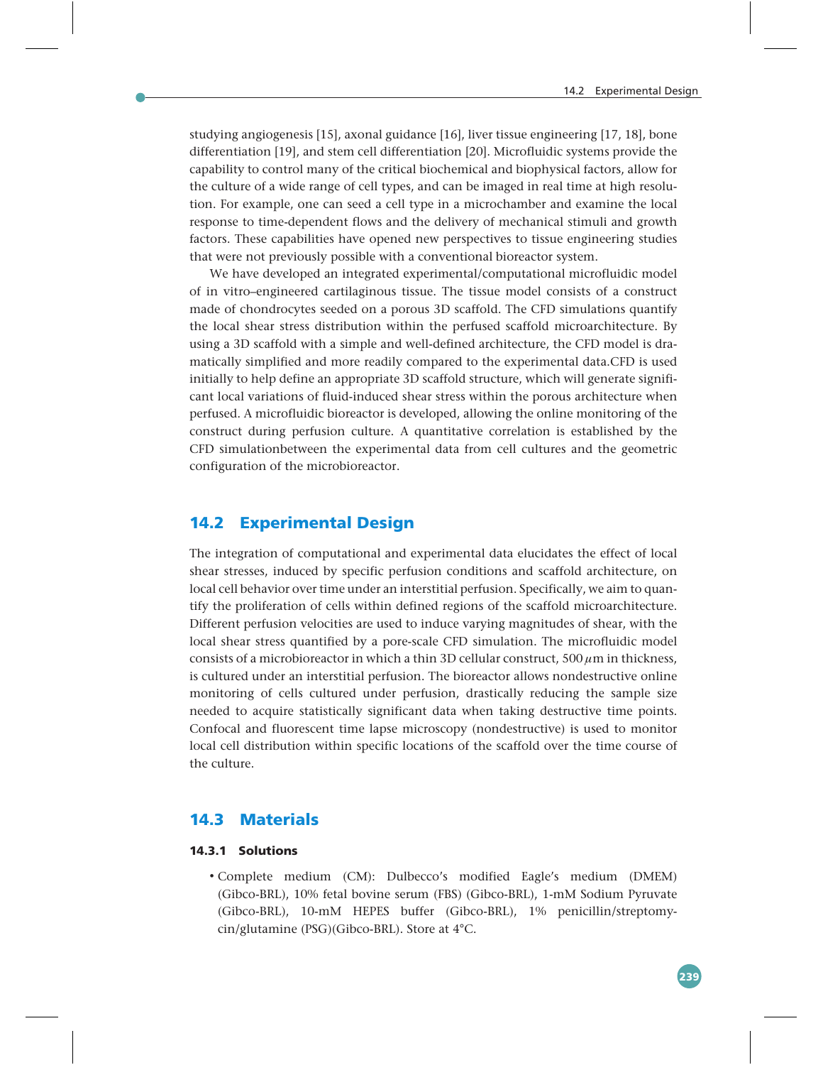studying angiogenesis [15], axonal guidance [16], liver tissue engineering [17, 18], bone differentiation [19], and stem cell differentiation [20]. Microfluidic systems provide the capability to control many of the critical biochemical and biophysical factors, allow for the culture of a wide range of cell types, and can be imaged in real time at high resolution. For example, one can seed a cell type in a microchamber and examine the local response to time-dependent flows and the delivery of mechanical stimuli and growth factors. These capabilities have opened new perspectives to tissue engineering studies that were not previously possible with a conventional bioreactor system.

We have developed an integrated experimental/computational microfluidic model of in vitro–engineered cartilaginous tissue. The tissue model consists of a construct made of chondrocytes seeded on a porous 3D scaffold. The CFD simulations quantify the local shear stress distribution within the perfused scaffold microarchitecture. By using a 3D scaffold with a simple and well-defined architecture, the CFD model is dramatically simplified and more readily compared to the experimental data.CFD is used initially to help define an appropriate 3D scaffold structure, which will generate significant local variations of fluid-induced shear stress within the porous architecture when perfused. A microfluidic bioreactor is developed, allowing the online monitoring of the construct during perfusion culture. A quantitative correlation is established by the CFD simulationbetween the experimental data from cell cultures and the geometric configuration of the microbioreactor.

## 14.2 Experimental Design

The integration of computational and experimental data elucidates the effect of local shear stresses, induced by specific perfusion conditions and scaffold architecture, on local cell behavior over time under an interstitial perfusion. Specifically, we aim to quantify the proliferation of cells within defined regions of the scaffold microarchitecture. Different perfusion velocities are used to induce varying magnitudes of shear, with the local shear stress quantified by a pore-scale CFD simulation. The microfluidic model consists of a microbioreactor in which a thin 3D cellular construct, 500 $\mu$m in thickness, is cultured under an interstitial perfusion. The bioreactor allows nondestructive online monitoring of cells cultured under perfusion, drastically reducing the sample size needed to acquire statistically significant data when taking destructive time points. Confocal and fluorescent time lapse microscopy (nondestructive) is used to monitor local cell distribution within specific locations of the scaffold over the time course of the culture.

## 14.3 Materials

### 14.3.1 Solutions

- Complete medium (CM): Dulbecco's modified Eagle's medium (DMEM) (Gibco-BRL), 10% fetal bovine serum (FBS) (Gibco-BRL), 1-mM Sodium Pyruvate (Gibco-BRL), 10-mM HEPES buffer (Gibco-BRL), 1% penicillin/streptomycin/glutamine (PSG)(Gibco-BRL). Store at 4°C.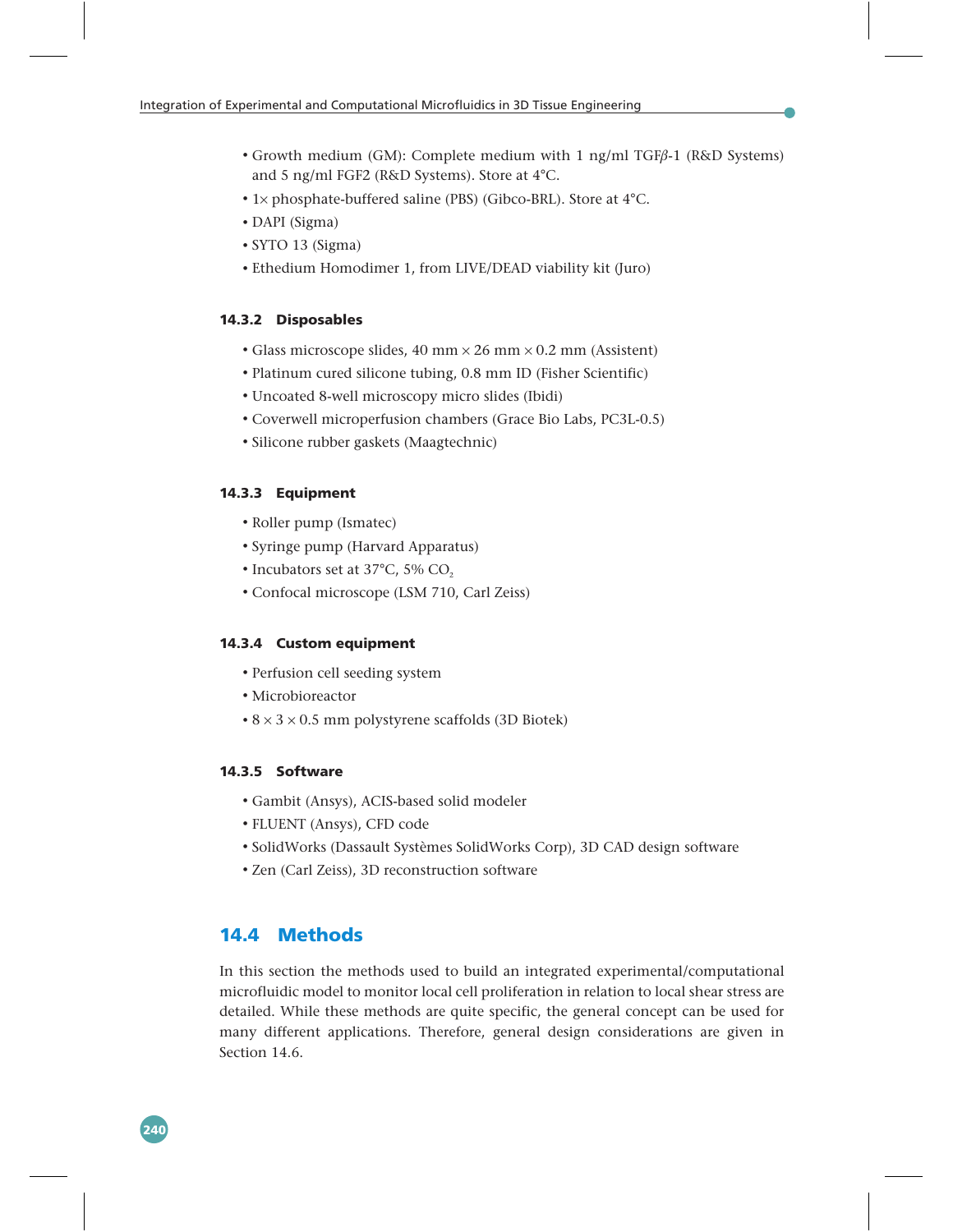- Growth medium (GM): Complete medium with 1 ng/ml TGFβ-1 (R&D Systems) and 5 ng/ml FGF2 (R&D Systems). Store at 4°C.
- 1× phosphate-buffered saline (PBS) (Gibco-BRL). Store at 4°C.
- DAPI (Sigma)
- SYTO 13 (Sigma)
- Ethedium Homodimer 1, from LIVE/DEAD viability kit (Juro)

### 14.3.2 Disposables

- Glass microscope slides, 40 mm × 26 mm × 0.2 mm (Assistent)
- Platinum cured silicone tubing, 0.8 mm ID (Fisher Scientific)
- Uncoated 8-well microscopy micro slides (Ibidi)
- Coverwell microperfusion chambers (Grace Bio Labs, PC3L-0.5)
- Silicone rubber gaskets (Maagtechnic)

### 14.3.3 Equipment

- Roller pump (Ismatec)
- Syringe pump (Harvard Apparatus)
- Incubators set at 37°C, 5% $CO_2$
- Confocal microscope (LSM 710, Carl Zeiss)

### 14.3.4 Custom equipment

- Perfusion cell seeding system
- Microbioreactor
- 8 × 3 × 0.5 mm polystyrene scaffolds (3D Biotek)

### 14.3.5 Software

- Gambit (Ansys), ACIS-based solid modeler
- FLUENT (Ansys), CFD code
- SolidWorks (Dassault Systèmes SolidWorks Corp), 3D CAD design software
- Zen (Carl Zeiss), 3D reconstruction software

## 14.4 Methods

In this section the methods used to build an integrated experimental/computational microfluidic model to monitor local cell proliferation in relation to local shear stress are detailed. While these methods are quite specific, the general concept can be used for many different applications. Therefore, general design considerations are given in Section 14.6.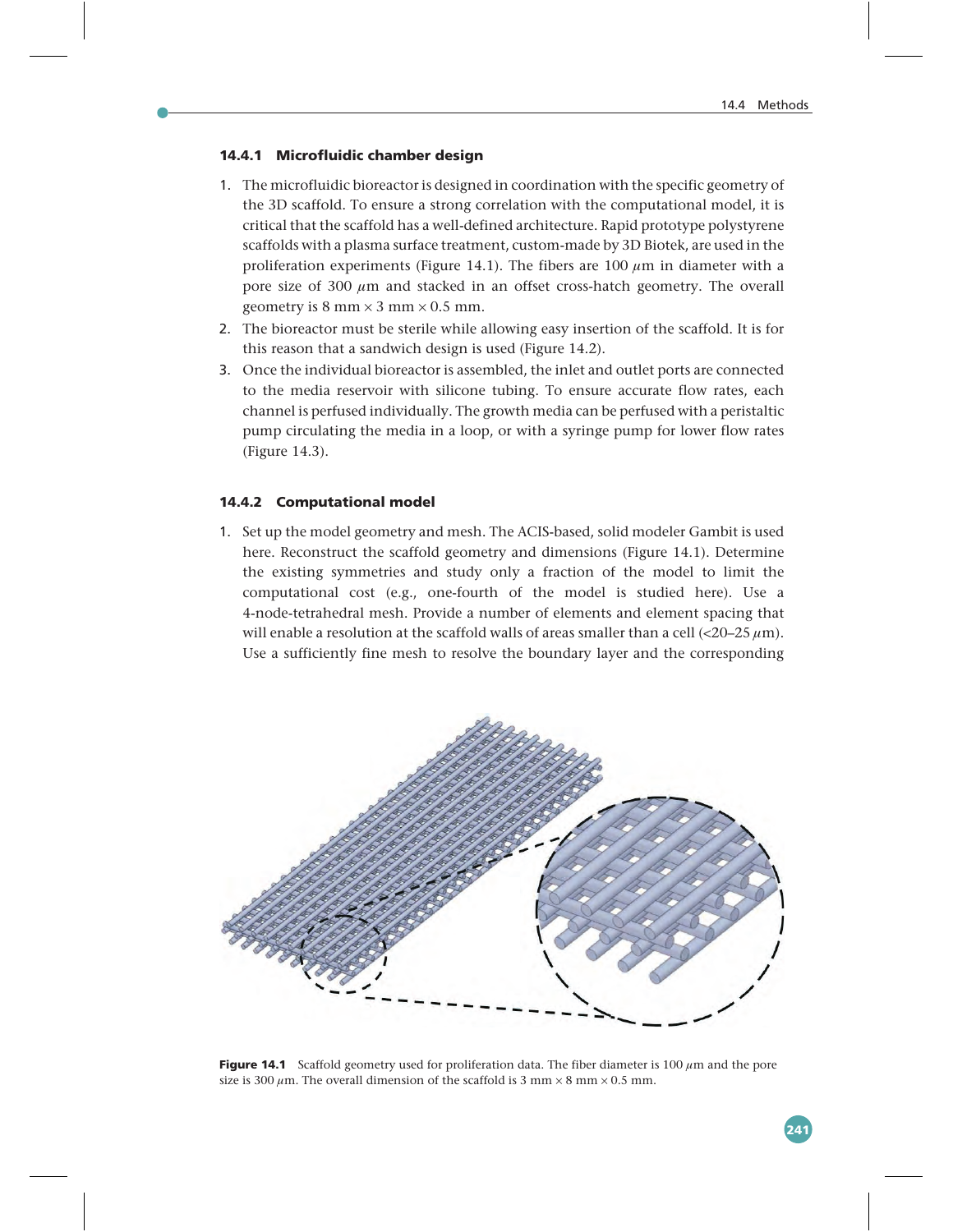### 14.4.1 Microfluidic chamber design

1. The microfluidic bioreactor is designed in coordination with the specific geometry of the 3D scaffold. To ensure a strong correlation with the computational model, it is critical that the scaffold has a well-defined architecture. Rapid prototype polystyrene scaffolds with a plasma surface treatment, custom-made by 3D Biotek, are used in the proliferation experiments (Figure 14.1). The fibers are 100 $\mu$m in diameter with a pore size of 300 $\mu$m and stacked in an offset cross-hatch geometry. The overall geometry is 8 mm × 3 mm × 0.5 mm.
2. The bioreactor must be sterile while allowing easy insertion of the scaffold. It is for this reason that a sandwich design is used (Figure 14.2).
3. Once the individual bioreactor is assembled, the inlet and outlet ports are connected to the media reservoir with silicone tubing. To ensure accurate flow rates, each channel is perfused individually. The growth media can be perfused with a peristaltic pump circulating the media in a loop, or with a syringe pump for lower flow rates (Figure 14.3).

### 14.4.2 Computational model

1. Set up the model geometry and mesh. The ACIS-based, solid modeler Gambit is used here. Reconstruct the scaffold geometry and dimensions (Figure 14.1). Determine the existing symmetries and study only a fraction of the model to limit the computational cost (e.g., one-fourth of the model is studied here). Use a 4-node-tetrahedral mesh. Provide a number of elements and element spacing that will enable a resolution at the scaffold walls of areas smaller than a cell (<20–25 $\mu$m). Use a sufficiently fine mesh to resolve the boundary layer and the corresponding

**Figure 14.1** Scaffold geometry used for proliferation data. The fiber diameter is 100 $\mu$m and the pore size is 300 $\mu$m. The overall dimension of the scaffold is 3 mm × 8 mm × 0.5 mm.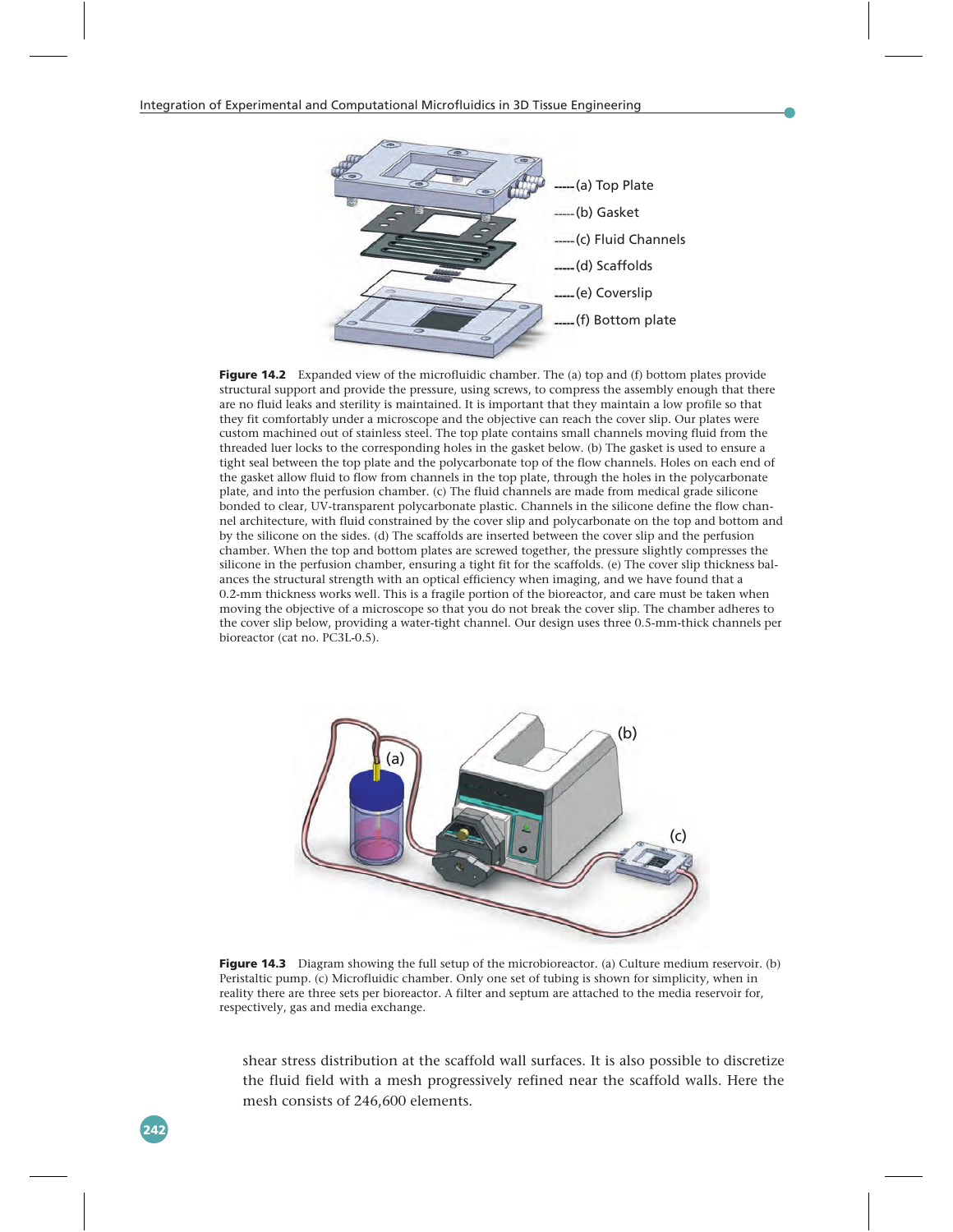Figure 14.2 Expanded view of the microfluidic chamber. The (a) top and (f) bottom plates provide structural support and provide the pressure, using screws, to compress the assembly enough that there are no fluid leaks and sterility is maintained. It is important that they maintain a low profile so that they fit comfortably under a microscope and the objective can reach the cover slip. Our plates were custom machined out of stainless steel. The top plate contains small channels moving fluid from the threaded luer locks to the corresponding holes in the gasket below. (b) The gasket is used to ensure a tight seal between the top plate and the polycarbonate top of the flow channels. Holes on each end of the gasket allow fluid to flow from channels in the top plate, through the holes in the polycarbonate plate, and into the perfusion chamber. (c) The fluid channels are made from medical grade silicone bonded to clear, UV-transparent polycarbonate plastic. Channels in the silicone define the flow channel architecture, with fluid constrained by the cover slip and polycarbonate on the top and bottom and by the silicone on the sides. (d) The scaffolds are inserted between the cover slip and the perfusion chamber. When the top and bottom plates are screwed together, the pressure slightly compresses the silicone in the perfusion chamber, ensuring a tight fit for the scaffolds. (e) The cover slip thickness balances the structural strength with an optical efficiency when imaging, and we have found that a 0.2-mm thickness works well. This is a fragile portion of the bioreactor, and care must be taken when moving the objective of a microscope so that you do not break the cover slip. The chamber adheres to the cover slip below, providing a water-tight channel. Our design uses three 0.5-mm-thick channels per bioreactor (cat no. PC3L-0.5).

Figure 14.3 Diagram showing the full setup of the microbioreactor. (a) Culture medium reservoir. (b) Peristaltic pump. (c) Microfluidic chamber. Only one set of tubing is shown for simplicity, when in reality there are three sets per bioreactor. A filter and septum are attached to the media reservoir for, respectively, gas and media exchange.

shear stress distribution at the scaffold wall surfaces. It is also possible to discretize the fluid field with a mesh progressively refined near the scaffold walls. Here the mesh consists of 246,600 elements.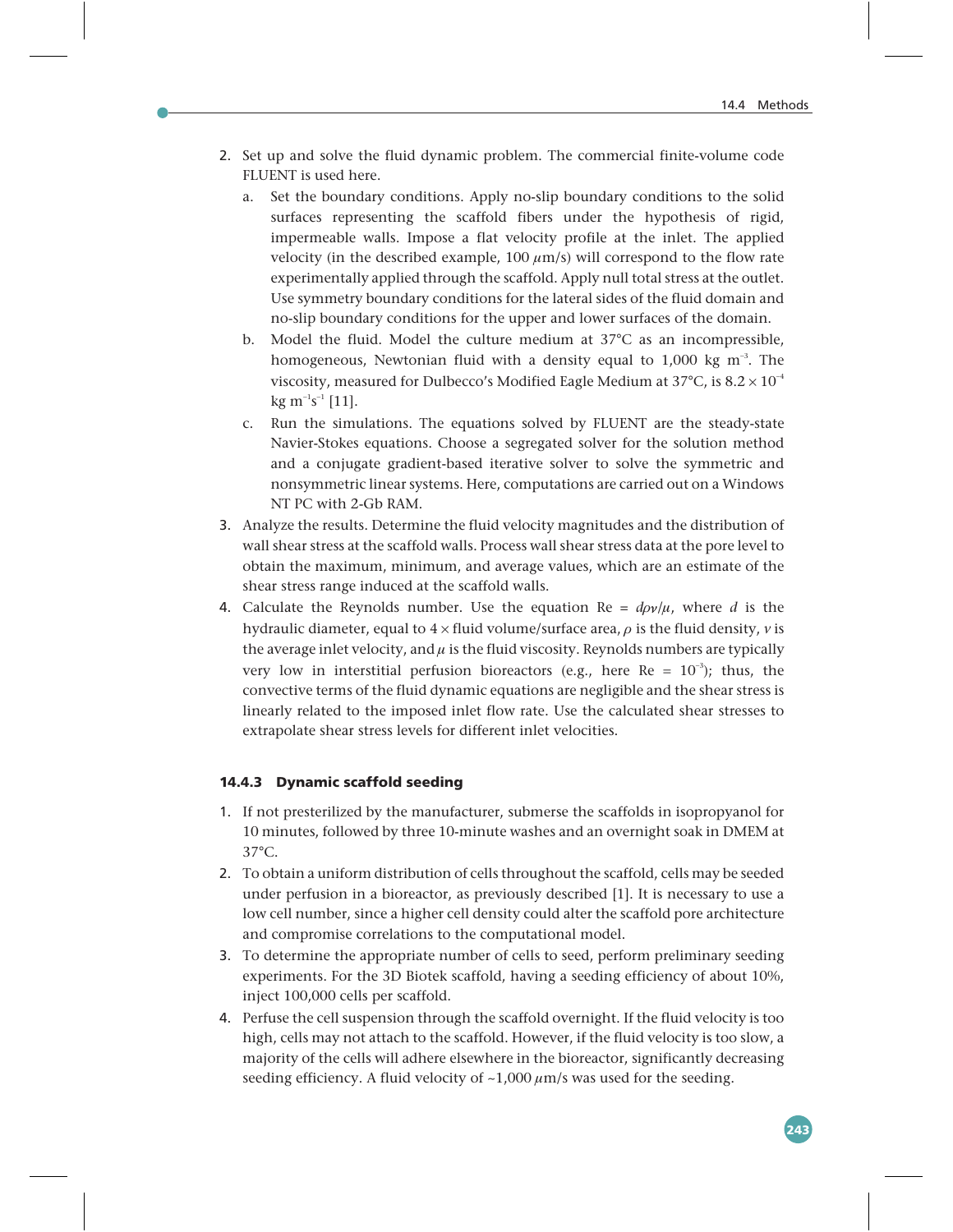2. Set up and solve the fluid dynamic problem. The commercial finite-volume code FLUENT is used here.
    a. Set the boundary conditions. Apply no-slip boundary conditions to the solid surfaces representing the scaffold fibers under the hypothesis of rigid, impermeable walls. Impose a flat velocity profile at the inlet. The applied velocity (in the described example, 100 $\mu$m/s) will correspond to the flow rate experimentally applied through the scaffold. Apply null total stress at the outlet. Use symmetry boundary conditions for the lateral sides of the fluid domain and no-slip boundary conditions for the upper and lower surfaces of the domain.
    b. Model the fluid. Model the culture medium at 37°C as an incompressible, homogeneous, Newtonian fluid with a density equal to 1,000 kg $m^{-3}$. The viscosity, measured for Dulbecco's Modified Eagle Medium at 37°C, is $8.2 \times 10^{-4}$ kg $m^{-1}s^{-1}$ [11].
    c. Run the simulations. The equations solved by FLUENT are the steady-state Navier-Stokes equations. Choose a segregated solver for the solution method and a conjugate gradient-based iterative solver to solve the symmetric and nonsymmetric linear systems. Here, computations are carried out on a Windows NT PC with 2-Gb RAM.
3. Analyze the results. Determine the fluid velocity magnitudes and the distribution of wall shear stress at the scaffold walls. Process wall shear stress data at the pore level to obtain the maximum, minimum, and average values, which are an estimate of the shear stress range induced at the scaffold walls.
4. Calculate the Reynolds number. Use the equation $Re = d\rho v/\mu$, where $d$ is the hydraulic diameter, equal to $4 \times$ fluid volume/surface area, $\rho$ is the fluid density, $v$ is the average inlet velocity, and $\mu$ is the fluid viscosity. Reynolds numbers are typically very low in interstitial perfusion bioreactors (e.g., here $Re = 10^{-3}$); thus, the convective terms of the fluid dynamic equations are negligible and the shear stress is linearly related to the imposed inlet flow rate. Use the calculated shear stresses to extrapolate shear stress levels for different inlet velocities.

### 14.4.3 Dynamic scaffold seeding

1. If not presterilized by the manufacturer, submerse the scaffolds in isopropyanol for 10 minutes, followed by three 10-minute washes and an overnight soak in DMEM at 37°C.
2. To obtain a uniform distribution of cells throughout the scaffold, cells may be seeded under perfusion in a bioreactor, as previously described [1]. It is necessary to use a low cell number, since a higher cell density could alter the scaffold pore architecture and compromise correlations to the computational model.
3. To determine the appropriate number of cells to seed, perform preliminary seeding experiments. For the 3D Biotek scaffold, having a seeding efficiency of about 10%, inject 100,000 cells per scaffold.
4. Perfuse the cell suspension through the scaffold overnight. If the fluid velocity is too high, cells may not attach to the scaffold. However, if the fluid velocity is too slow, a majority of the cells will adhere elsewhere in the bioreactor, significantly decreasing seeding efficiency. A fluid velocity of ~1,000 $\mu$m/s was used for the seeding.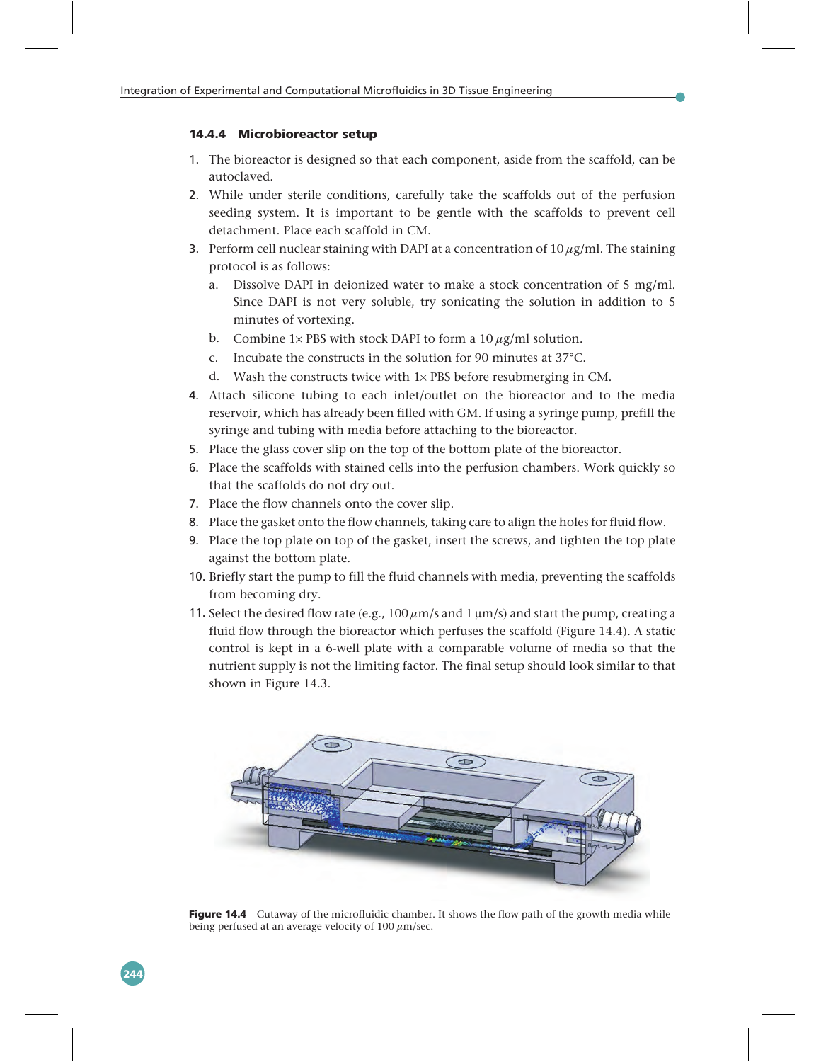### 14.4.4 Microbioreactor setup

1. The bioreactor is designed so that each component, aside from the scaffold, can be autoclaved.
2. While under sterile conditions, carefully take the scaffolds out of the perfusion seeding system. It is important to be gentle with the scaffolds to prevent cell detachment. Place each scaffold in CM.
3. Perform cell nuclear staining with DAPI at a concentration of 10 $\mu$g/ml. The staining protocol is as follows:
   a. Dissolve DAPI in deionized water to make a stock concentration of 5 mg/ml. Since DAPI is not very soluble, try sonicating the solution in addition to 5 minutes of vortexing.
   b. Combine 1× PBS with stock DAPI to form a 10 $\mu$g/ml solution.
   c. Incubate the constructs in the solution for 90 minutes at 37°C.
   d. Wash the constructs twice with 1× PBS before resubmerging in CM.
4. Attach silicone tubing to each inlet/outlet on the bioreactor and to the media reservoir, which has already been filled with GM. If using a syringe pump, prefill the syringe and tubing with media before attaching to the bioreactor.
5. Place the glass cover slip on the top of the bottom plate of the bioreactor.
6. Place the scaffolds with stained cells into the perfusion chambers. Work quickly so that the scaffolds do not dry out.
7. Place the flow channels onto the cover slip.
8. Place the gasket onto the flow channels, taking care to align the holes for fluid flow.
9. Place the top plate on top of the gasket, insert the screws, and tighten the top plate against the bottom plate.
10. Briefly start the pump to fill the fluid channels with media, preventing the scaffolds from becoming dry.
11. Select the desired flow rate (e.g., 100 $\mu$m/s and 1 μm/s) and start the pump, creating a fluid flow through the bioreactor which perfuses the scaffold (Figure 14.4). A static control is kept in a 6-well plate with a comparable volume of media so that the nutrient supply is not the limiting factor. The final setup should look similar to that shown in Figure 14.3.

**Figure 14.4** Cutaway of the microfluidic chamber. It shows the flow path of the growth media while being perfused at an average velocity of 100 $\mu$m/sec.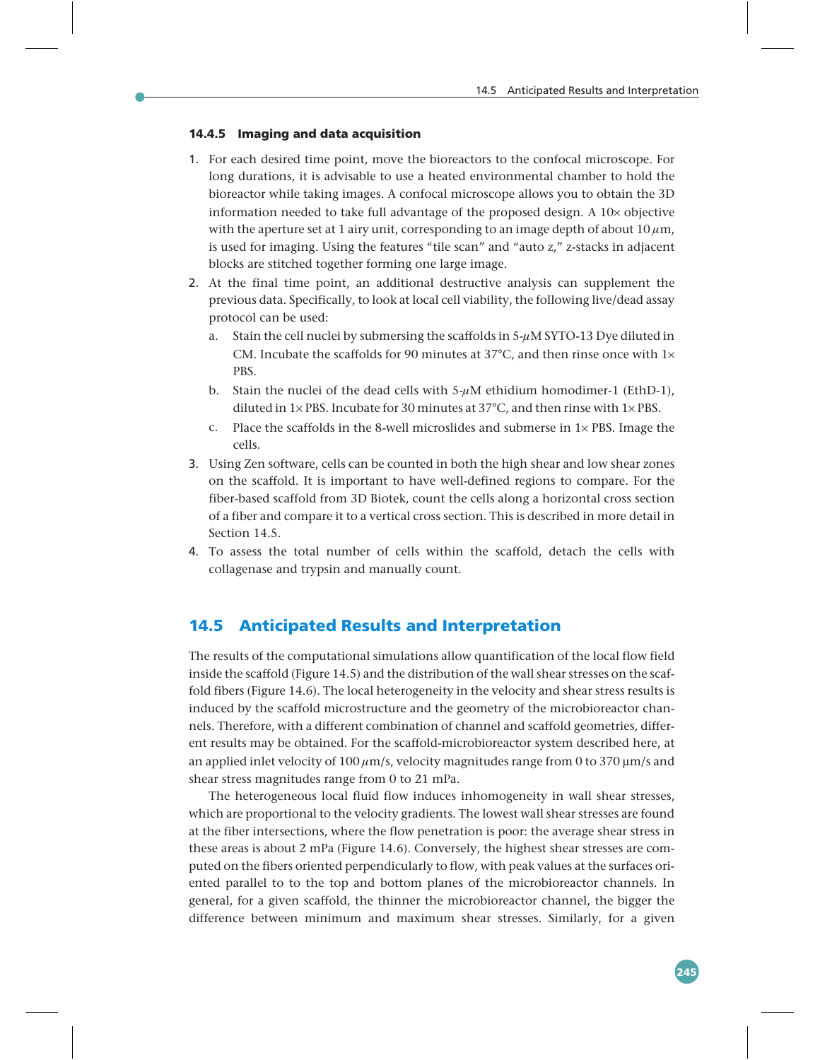### 14.4.5 Imaging and data acquisition

1. For each desired time point, move the bioreactors to the confocal microscope. For long durations, it is advisable to use a heated environmental chamber to hold the bioreactor while taking images. A confocal microscope allows you to obtain the 3D information needed to take full advantage of the proposed design. A 10× objective with the aperture set at 1 airy unit, corresponding to an image depth of about 10 $\mu$m, is used for imaging. Using the features "tile scan" and "auto z," z-stacks in adjacent blocks are stitched together forming one large image.
2. At the final time point, an additional destructive analysis can supplement the previous data. Specifically, to look at local cell viability, the following live/dead assay protocol can be used:
   a. Stain the cell nuclei by submersing the scaffolds in 5-$\mu$M SYTO-13 Dye diluted in CM. Incubate the scaffolds for 90 minutes at 37°C, and then rinse once with 1× PBS.
   b. Stain the nuclei of the dead cells with 5-$\mu$M ethidium homodimer-1 (EthD-1), diluted in 1× PBS. Incubate for 30 minutes at 37°C, and then rinse with 1× PBS.
   c. Place the scaffolds in the 8-well microslides and submerse in 1× PBS. Image the cells.
3. Using Zen software, cells can be counted in both the high shear and low shear zones on the scaffold. It is important to have well-defined regions to compare. For the fiber-based scaffold from 3D Biotek, count the cells along a horizontal cross section of a fiber and compare it to a vertical cross section. This is described in more detail in Section 14.5.
4. To assess the total number of cells within the scaffold, detach the cells with collagenase and trypsin and manually count.

## 14.5 Anticipated Results and Interpretation

The results of the computational simulations allow quantification of the local flow field inside the scaffold (Figure 14.5) and the distribution of the wall shear stresses on the scaffold fibers (Figure 14.6). The local heterogeneity in the velocity and shear stress results is induced by the scaffold microstructure and the geometry of the microbioreactor channels. Therefore, with a different combination of channel and scaffold geometries, different results may be obtained. For the scaffold-microbioreactor system described here, at an applied inlet velocity of 100 $\mu$m/s, velocity magnitudes range from 0 to 370 $\mu$m/s and shear stress magnitudes range from 0 to 21 mPa.

The heterogeneous local fluid flow induces inhomogeneity in wall shear stresses, which are proportional to the velocity gradients. The lowest wall shear stresses are found at the fiber intersections, where the flow penetration is poor: the average shear stress in these areas is about 2 mPa (Figure 14.6). Conversely, the highest shear stresses are computed on the fibers oriented perpendicularly to flow, with peak values at the surfaces oriented parallel to to the top and bottom planes of the microbioreactor channels. In general, for a given scaffold, the thinner the microbioreactor channel, the bigger the difference between minimum and maximum shear stresses. Similarly, for a given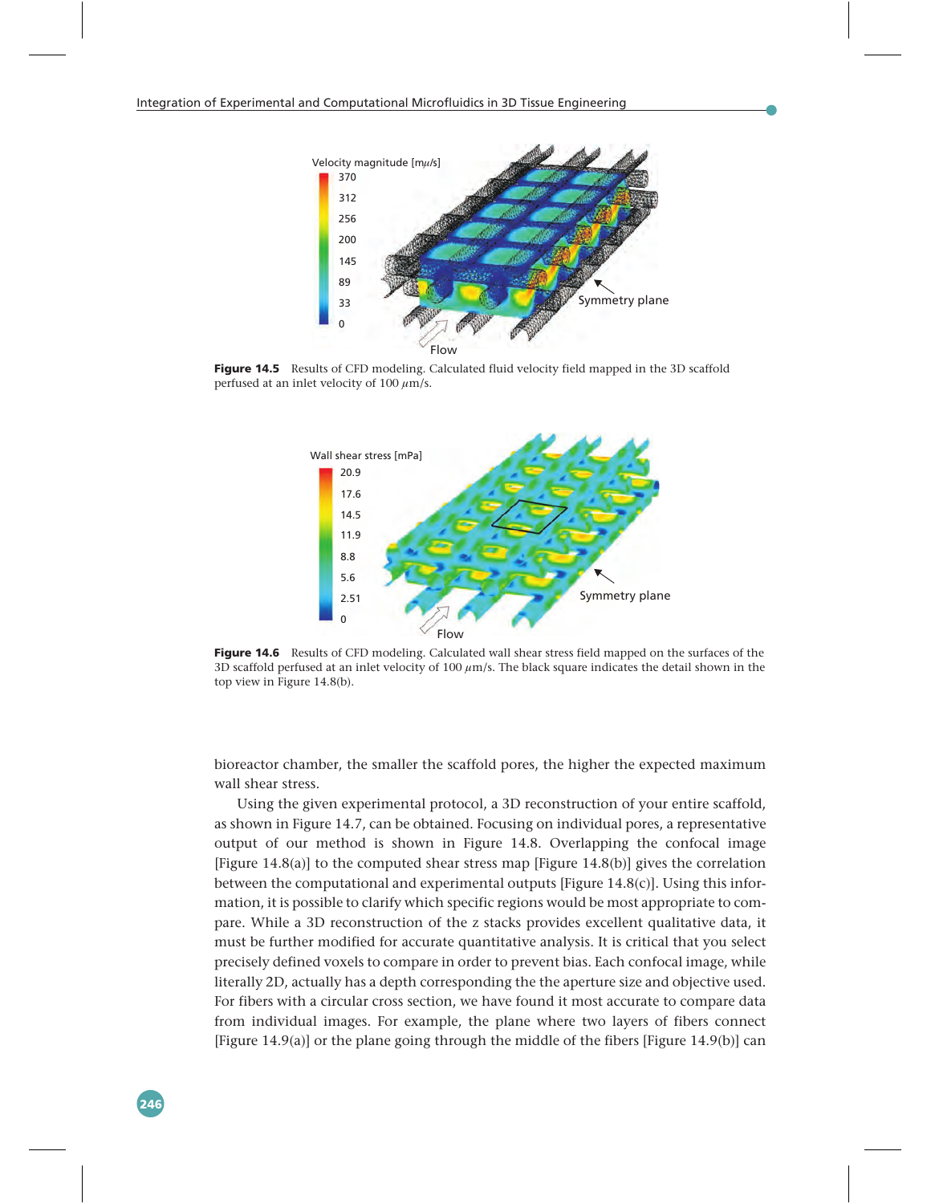Figure 14.5 Results of CFD modeling. Calculated fluid velocity field mapped in the 3D scaffold perfused at an inlet velocity of 100 $\mu$m/s.

Figure 14.6 Results of CFD modeling. Calculated wall shear stress field mapped on the surfaces of the 3D scaffold perfused at an inlet velocity of 100 $\mu$m/s. The black square indicates the detail shown in the top view in Figure 14.8(b).

bioreactor chamber, the smaller the scaffold pores, the higher the expected maximum wall shear stress.

Using the given experimental protocol, a 3D reconstruction of your entire scaffold, as shown in Figure 14.7, can be obtained. Focusing on individual pores, a representative output of our method is shown in Figure 14.8. Overlapping the confocal image [Figure 14.8(a)] to the computed shear stress map [Figure 14.8(b)] gives the correlation between the computational and experimental outputs [Figure 14.8(c)]. Using this information, it is possible to clarify which specific regions would be most appropriate to compare. While a 3D reconstruction of the z stacks provides excellent qualitative data, it must be further modified for accurate quantitative analysis. It is critical that you select precisely defined voxels to compare in order to prevent bias. Each confocal image, while literally 2D, actually has a depth corresponding the the aperture size and objective used. For fibers with a circular cross section, we have found it most accurate to compare data from individual images. For example, the plane where two layers of fibers connect [Figure 14.9(a)] or the plane going through the middle of the fibers [Figure 14.9(b)] can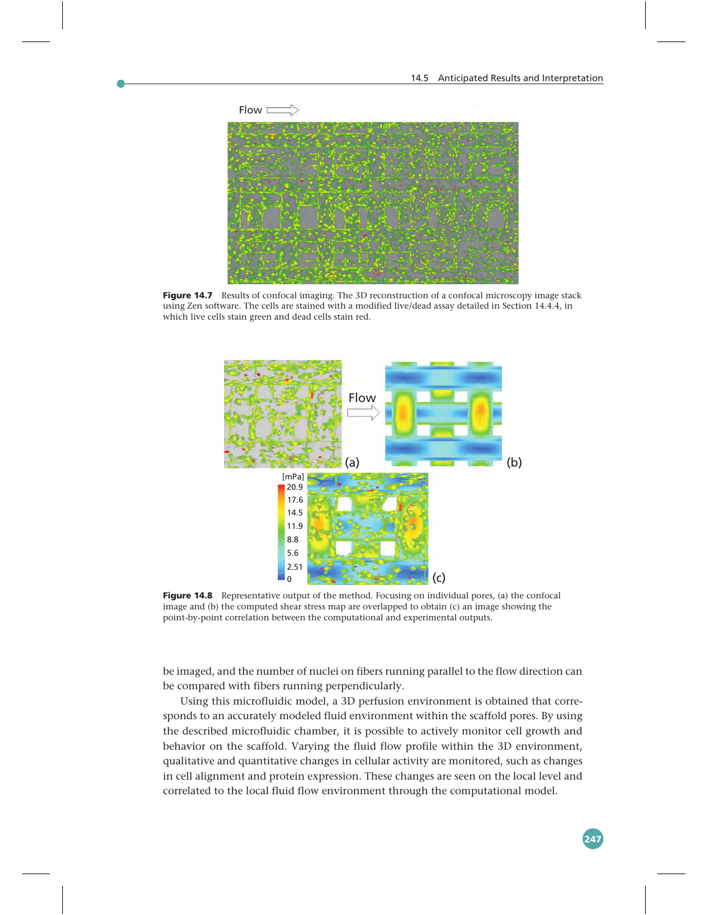Figure 14.7 Results of confocal imaging. The 3D reconstruction of a confocal microscopy image stack using Zen software. The cells are stained with a modified live/dead assay detailed in Section 14.4.4, in which live cells stain green and dead cells stain red.

Figure 14.8 Representative output of the method. Focusing on individual pores, (a) the confocal image and (b) the computed shear stress map are overlapped to obtain (c) an image showing the point-by-point correlation between the computational and experimental outputs.

be imaged, and the number of nuclei on fibers running parallel to the flow direction can be compared with fibers running perpendicularly.

Using this microfluidic model, a 3D perfusion environment is obtained that corresponds to an accurately modeled fluid environment within the scaffold pores. By using the described microfluidic chamber, it is possible to actively monitor cell growth and behavior on the scaffold. Varying the fluid flow profile within the 3D environment, qualitative and quantitative changes in cellular activity are monitored, such as changes in cell alignment and protein expression. These changes are seen on the local level and correlated to the local fluid flow environment through the computational model.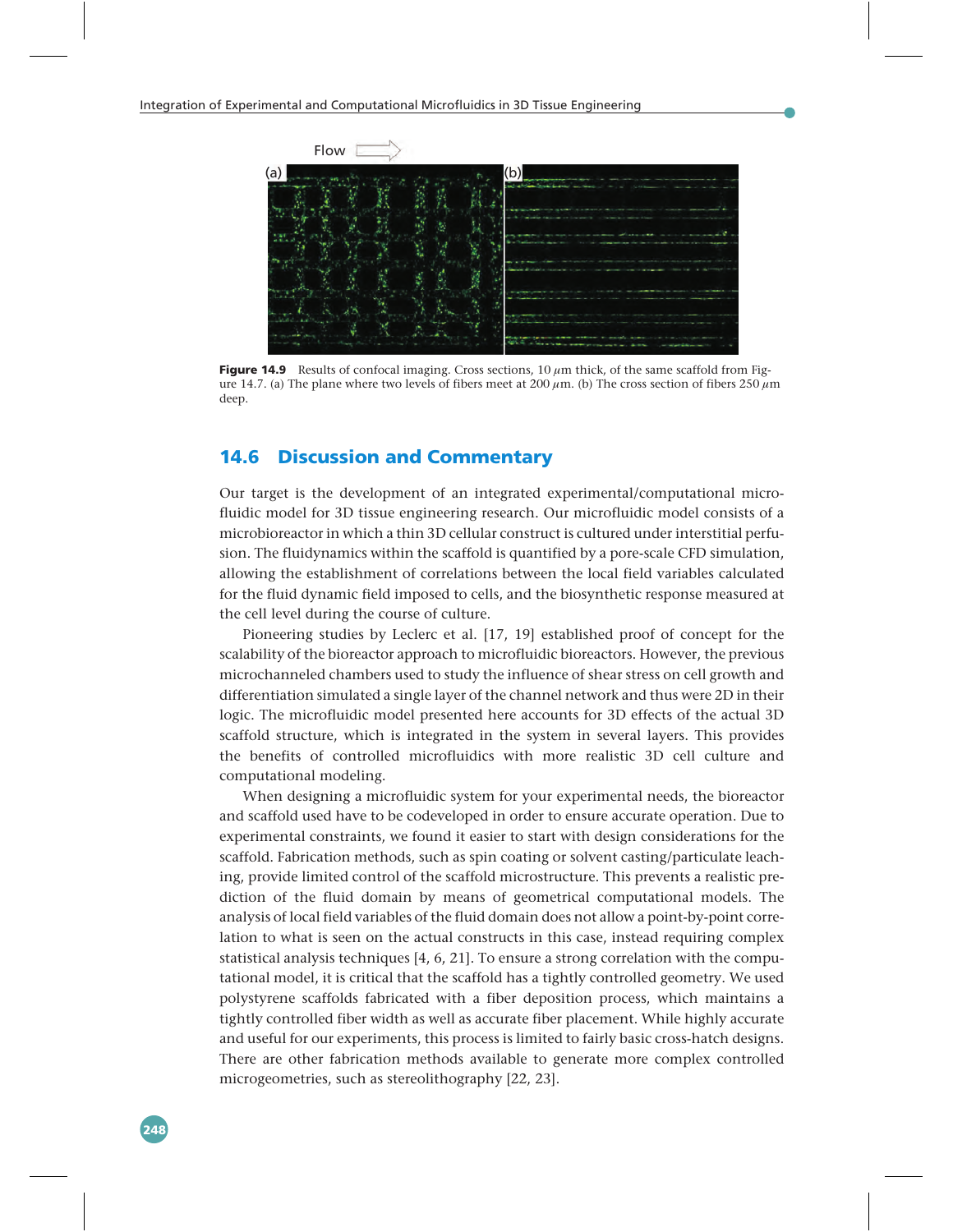Flow

(a) (b)

**Figure 14.9** Results of confocal imaging. Cross sections, 10 $\mu$m thick, of the same scaffold from Figure 14.7. (a) The plane where two levels of fibers meet at 200 $\mu$m. (b) The cross section of fibers 250 $\mu$m deep.

## 14.6 Discussion and Commentary

Our target is the development of an integrated experimental/computational microfluidic model for 3D tissue engineering research. Our microfluidic model consists of a microbioreactor in which a thin 3D cellular construct is cultured under interstitial perfusion. The fluidynamics within the scaffold is quantified by a pore-scale CFD simulation, allowing the establishment of correlations between the local field variables calculated for the fluid dynamic field imposed to cells, and the biosynthetic response measured at the cell level during the course of culture.

Pioneering studies by Leclerc et al. [17, 19] established proof of concept for the scalability of the bioreactor approach to microfluidic bioreactors. However, the previous microchanneled chambers used to study the influence of shear stress on cell growth and differentiation simulated a single layer of the channel network and thus were 2D in their logic. The microfluidic model presented here accounts for 3D effects of the actual 3D scaffold structure, which is integrated in the system in several layers. This provides the benefits of controlled microfluidics with more realistic 3D cell culture and computational modeling.

When designing a microfluidic system for your experimental needs, the bioreactor and scaffold used have to be codeveloped in order to ensure accurate operation. Due to experimental constraints, we found it easier to start with design considerations for the scaffold. Fabrication methods, such as spin coating or solvent casting/particulate leaching, provide limited control of the scaffold microstructure. This prevents a realistic prediction of the fluid domain by means of geometrical computational models. The analysis of local field variables of the fluid domain does not allow a point-by-point correlation to what is seen on the actual constructs in this case, instead requiring complex statistical analysis techniques [4, 6, 21]. To ensure a strong correlation with the computational model, it is critical that the scaffold has a tightly controlled geometry. We used polystyrene scaffolds fabricated with a fiber deposition process, which maintains a tightly controlled fiber width as well as accurate fiber placement. While highly accurate and useful for our experiments, this process is limited to fairly basic cross-hatch designs. There are other fabrication methods available to generate more complex controlled microgeometries, such as stereolithography [22, 23].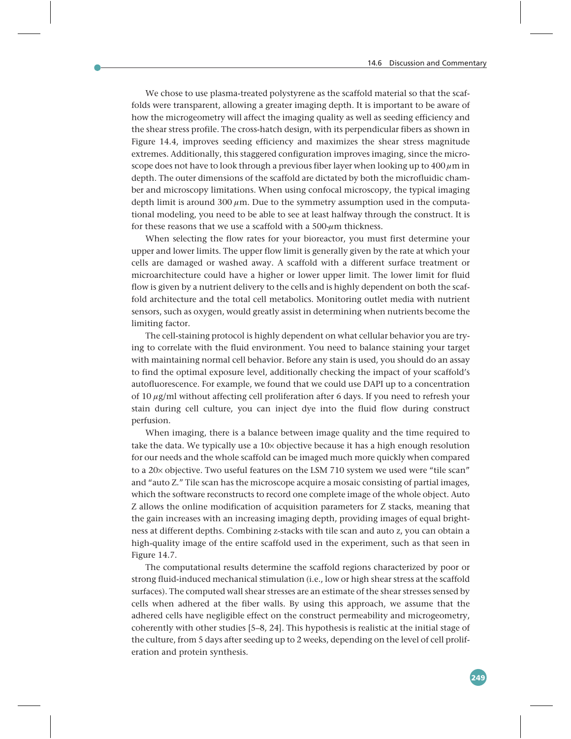We chose to use plasma-treated polystyrene as the scaffold material so that the scaffolds were transparent, allowing a greater imaging depth. It is important to be aware of how the microgeometry will affect the imaging quality as well as seeding efficiency and the shear stress profile. The cross-hatch design, with its perpendicular fibers as shown in Figure 14.4, improves seeding efficiency and maximizes the shear stress magnitude extremes. Additionally, this staggered configuration improves imaging, since the microscope does not have to look through a previous fiber layer when looking up to 400 $\mu$m in depth. The outer dimensions of the scaffold are dictated by both the microfluidic chamber and microscopy limitations. When using confocal microscopy, the typical imaging depth limit is around 300 $\mu$m. Due to the symmetry assumption used in the computational modeling, you need to be able to see at least halfway through the construct. It is for these reasons that we use a scaffold with a 500-$\mu$m thickness.

When selecting the flow rates for your bioreactor, you must first determine your upper and lower limits. The upper flow limit is generally given by the rate at which your cells are damaged or washed away. A scaffold with a different surface treatment or microarchitecture could have a higher or lower upper limit. The lower limit for fluid flow is given by a nutrient delivery to the cells and is highly dependent on both the scaffold architecture and the total cell metabolics. Monitoring outlet media with nutrient sensors, such as oxygen, would greatly assist in determining when nutrients become the limiting factor.

The cell-staining protocol is highly dependent on what cellular behavior you are trying to correlate with the fluid environment. You need to balance staining your target with maintaining normal cell behavior. Before any stain is used, you should do an assay to find the optimal exposure level, additionally checking the impact of your scaffold's autofluorescence. For example, we found that we could use DAPI up to a concentration of 10 $\mu$g/ml without affecting cell proliferation after 6 days. If you need to refresh your stain during cell culture, you can inject dye into the fluid flow during construct perfusion.

When imaging, there is a balance between image quality and the time required to take the data. We typically use a 10× objective because it has a high enough resolution for our needs and the whole scaffold can be imaged much more quickly when compared to a 20× objective. Two useful features on the LSM 710 system we used were "tile scan" and "auto Z." Tile scan has the microscope acquire a mosaic consisting of partial images, which the software reconstructs to record one complete image of the whole object. Auto Z allows the online modification of acquisition parameters for Z stacks, meaning that the gain increases with an increasing imaging depth, providing images of equal brightness at different depths. Combining z-stacks with tile scan and auto z, you can obtain a high-quality image of the entire scaffold used in the experiment, such as that seen in Figure 14.7.

The computational results determine the scaffold regions characterized by poor or strong fluid-induced mechanical stimulation (i.e., low or high shear stress at the scaffold surfaces). The computed wall shear stresses are an estimate of the shear stresses sensed by cells when adhered at the fiber walls. By using this approach, we assume that the adhered cells have negligible effect on the construct permeability and microgeometry, coherently with other studies [5–8, 24]. This hypothesis is realistic at the initial stage of the culture, from 5 days after seeding up to 2 weeks, depending on the level of cell proliferation and protein synthesis.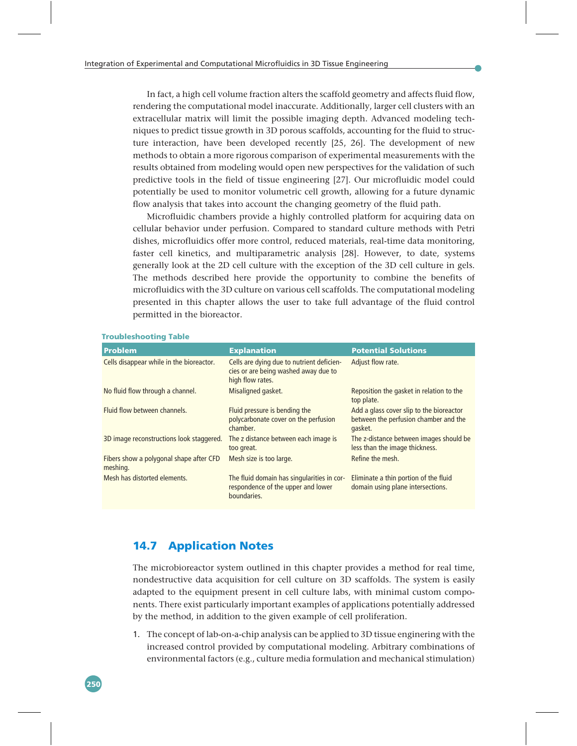In fact, a high cell volume fraction alters the scaffold geometry and affects fluid flow, rendering the computational model inaccurate. Additionally, larger cell clusters with an extracellular matrix will limit the possible imaging depth. Advanced modeling techniques to predict tissue growth in 3D porous scaffolds, accounting for the fluid to structure interaction, have been developed recently [25, 26]. The development of new methods to obtain a more rigorous comparison of experimental measurements with the results obtained from modeling would open new perspectives for the validation of such predictive tools in the field of tissue engineering [27]. Our microfluidic model could potentially be used to monitor volumetric cell growth, allowing for a future dynamic flow analysis that takes into account the changing geometry of the fluid path.

Microfluidic chambers provide a highly controlled platform for acquiring data on cellular behavior under perfusion. Compared to standard culture methods with Petri dishes, microfluidics offer more control, reduced materials, real-time data monitoring, faster cell kinetics, and multiparametric analysis [28]. However, to date, systems generally look at the 2D cell culture with the exception of the 3D cell culture in gels. The methods described here provide the opportunity to combine the benefits of microfluidics with the 3D culture on various cell scaffolds. The computational modeling presented in this chapter allows the user to take full advantage of the fluid control permitted in the bioreactor.

**Troubleshooting Table**

| Problem | Explanation | Potential Solutions |
|---|---|---|
| Cells disappear while in the bioreactor. | Cells are dying due to nutrient deficiencies or are being washed away due to high flow rates. | Adjust flow rate. |
| No fluid flow through a channel. | Misaligned gasket. | Reposition the gasket in relation to the top plate. |
| Fluid flow between channels. | Fluid pressure is bending the polycarbonate cover on the perfusion chamber. | Add a glass cover slip to the bioreactor between the perfusion chamber and the gasket. |
| 3D image reconstructions look staggered. | The z distance between each image is too great. | The z-distance between images should be less than the image thickness. |
| Fibers show a polygonal shape after CFD meshing. | Mesh size is too large. | Refine the mesh. |
| Mesh has distorted elements. | The fluid domain has singularities in correspondence of the upper and lower boundaries. | Eliminate a thin portion of the fluid domain using plane intersections. |

## 14.7 Application Notes

The microbioreactor system outlined in this chapter provides a method for real time, nondestructive data acquisition for cell culture on 3D scaffolds. The system is easily adapted to the equipment present in cell culture labs, with minimal custom components. There exist particularly important examples of applications potentially addressed by the method, in addition to the given example of cell proliferation.

1. The concept of lab-on-a-chip analysis can be applied to 3D tissue enginering with the increased control provided by computational modeling. Arbitrary combinations of environmental factors (e.g., culture media formulation and mechanical stimulation)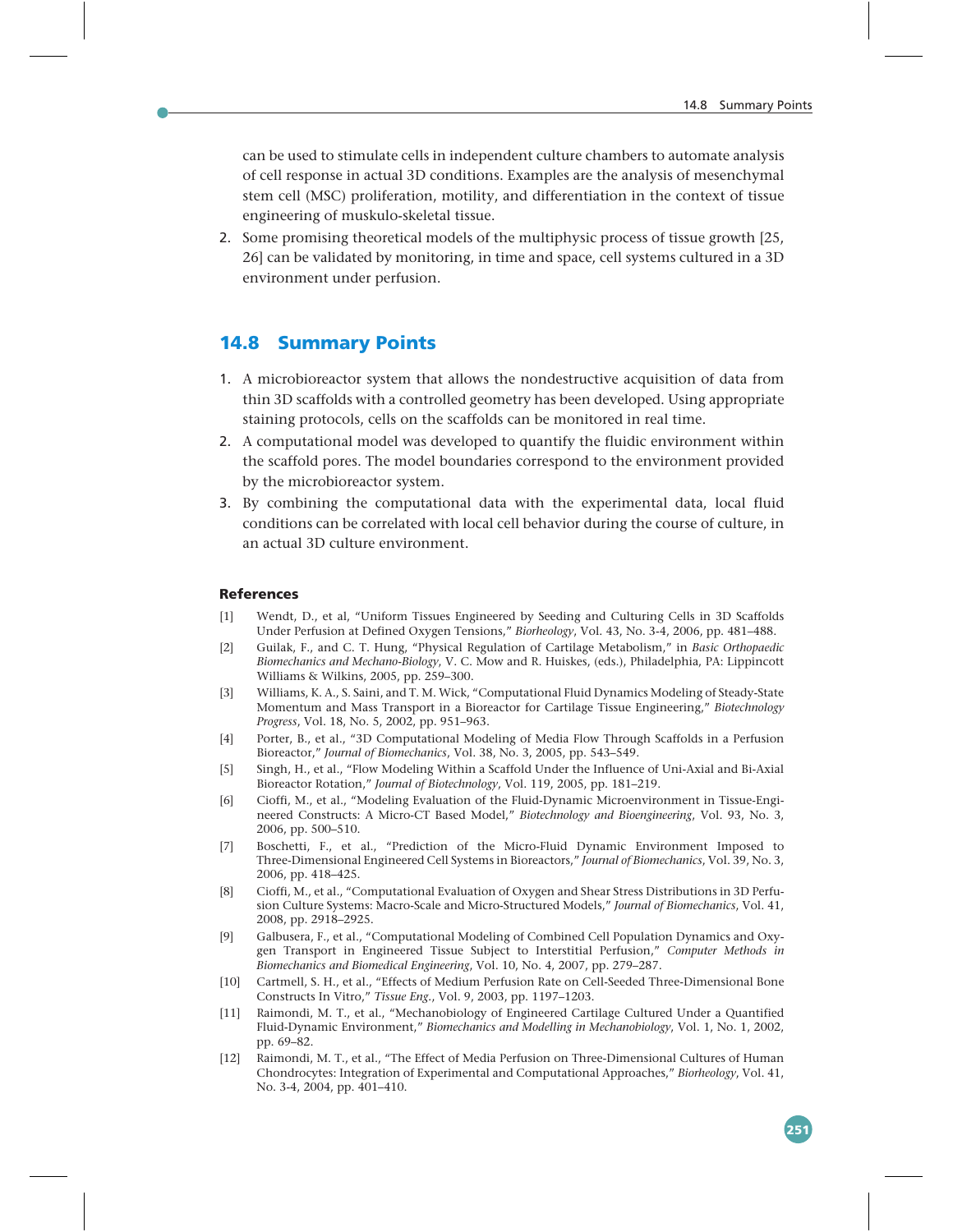can be used to stimulate cells in independent culture chambers to automate analysis of cell response in actual 3D conditions. Examples are the analysis of mesenchymal stem cell (MSC) proliferation, motility, and differentiation in the context of tissue engineering of muskulo-skeletal tissue.

2. Some promising theoretical models of the multiphysic process of tissue growth [25, 26] can be validated by monitoring, in time and space, cell systems cultured in a 3D environment under perfusion.

## 14.8 Summary Points

1. A microbioreactor system that allows the nondestructive acquisition of data from thin 3D scaffolds with a controlled geometry has been developed. Using appropriate staining protocols, cells on the scaffolds can be monitored in real time.
2. A computational model was developed to quantify the fluidic environment within the scaffold pores. The model boundaries correspond to the environment provided by the microbioreactor system.
3. By combining the computational data with the experimental data, local fluid conditions can be correlated with local cell behavior during the course of culture, in an actual 3D culture environment.

### References

[1] Wendt, D., et al, "Uniform Tissues Engineered by Seeding and Culturing Cells in 3D Scaffolds Under Perfusion at Defined Oxygen Tensions," *Biorheology*, Vol. 43, No. 3-4, 2006, pp. 481–488.

[2] Guilak, F., and C. T. Hung, "Physical Regulation of Cartilage Metabolism," in *Basic Orthopaedic Biomechanics and Mechano-Biology*, V. C. Mow and R. Huiskes, (eds.), Philadelphia, PA: Lippincott Williams & Wilkins, 2005, pp. 259–300.

[3] Williams, K. A., S. Saini, and T. M. Wick, "Computational Fluid Dynamics Modeling of Steady-State Momentum and Mass Transport in a Bioreactor for Cartilage Tissue Engineering," *Biotechnology Progress*, Vol. 18, No. 5, 2002, pp. 951–963.

[4] Porter, B., et al., "3D Computational Modeling of Media Flow Through Scaffolds in a Perfusion Bioreactor," *Journal of Biomechanics*, Vol. 38, No. 3, 2005, pp. 543–549.

[5] Singh, H., et al., "Flow Modeling Within a Scaffold Under the Influence of Uni-Axial and Bi-Axial Bioreactor Rotation," *Journal of Biotechnology*, Vol. 119, 2005, pp. 181–219.

[6] Cioffi, M., et al., "Modeling Evaluation of the Fluid-Dynamic Microenvironment in Tissue-Engineered Constructs: A Micro-CT Based Model," *Biotechnology and Bioengineering*, Vol. 93, No. 3, 2006, pp. 500–510.

[7] Boschetti, F., et al., "Prediction of the Micro-Fluid Dynamic Environment Imposed to Three-Dimensional Engineered Cell Systems in Bioreactors," *Journal of Biomechanics*, Vol. 39, No. 3, 2006, pp. 418–425.

[8] Cioffi, M., et al., "Computational Evaluation of Oxygen and Shear Stress Distributions in 3D Perfusion Culture Systems: Macro-Scale and Micro-Structured Models," *Journal of Biomechanics*, Vol. 41, 2008, pp. 2918–2925.

[9] Galbusera, F., et al., "Computational Modeling of Combined Cell Population Dynamics and Oxygen Transport in Engineered Tissue Subject to Interstitial Perfusion," *Computer Methods in Biomechanics and Biomedical Engineering*, Vol. 10, No. 4, 2007, pp. 279–287.

[10] Cartmell, S. H., et al., "Effects of Medium Perfusion Rate on Cell-Seeded Three-Dimensional Bone Constructs In Vitro," *Tissue Eng.*, Vol. 9, 2003, pp. 1197–1203.

[11] Raimondi, M. T., et al., "Mechanobiology of Engineered Cartilage Cultured Under a Quantified Fluid-Dynamic Environment," *Biomechanics and Modelling in Mechanobiology*, Vol. 1, No. 1, 2002, pp. 69–82.

[12] Raimondi, M. T., et al., "The Effect of Media Perfusion on Three-Dimensional Cultures of Human Chondrocytes: Integration of Experimental and Computational Approaches," *Biorheology*, Vol. 41, No. 3-4, 2004, pp. 401–410.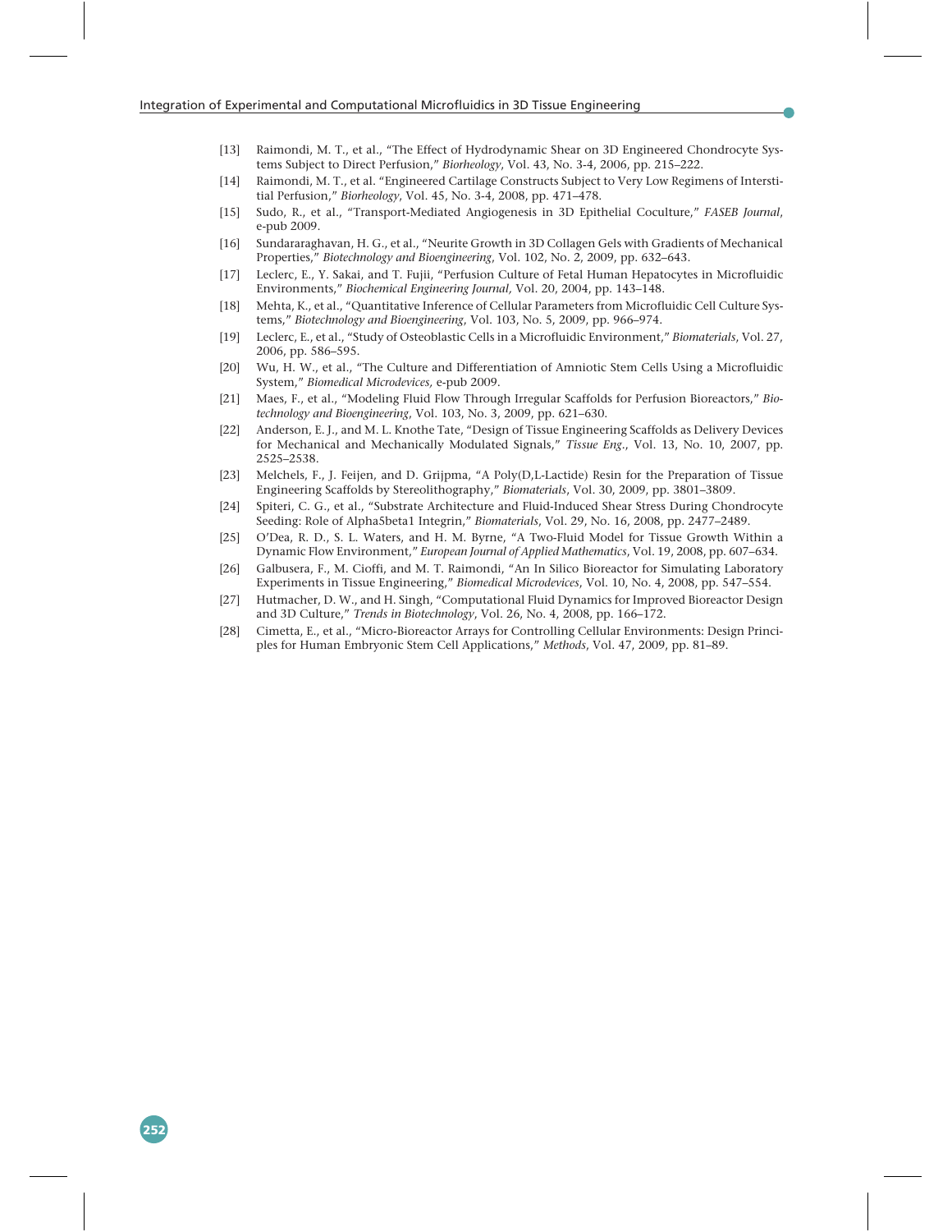[13] Raimondi, M. T., et al., "The Effect of Hydrodynamic Shear on 3D Engineered Chondrocyte Systems Subject to Direct Perfusion," *Biorheology*, Vol. 43, No. 3-4, 2006, pp. 215–222.

[14] Raimondi, M. T., et al. "Engineered Cartilage Constructs Subject to Very Low Regimens of Interstitial Perfusion," *Biorheology*, Vol. 45, No. 3-4, 2008, pp. 471–478.

[15] Sudo, R., et al., "Transport-Mediated Angiogenesis in 3D Epithelial Coculture," *FASEB Journal*, e-pub 2009.

[16] Sundararaghavan, H. G., et al., "Neurite Growth in 3D Collagen Gels with Gradients of Mechanical Properties," *Biotechnology and Bioengineering*, Vol. 102, No. 2, 2009, pp. 632–643.

[17] Leclerc, E., Y. Sakai, and T. Fujii, "Perfusion Culture of Fetal Human Hepatocytes in Microfluidic Environments," *Biochemical Engineering Journal*, Vol. 20, 2004, pp. 143–148.

[18] Mehta, K., et al., "Quantitative Inference of Cellular Parameters from Microfluidic Cell Culture Systems," *Biotechnology and Bioengineering*, Vol. 103, No. 5, 2009, pp. 966–974.

[19] Leclerc, E., et al., "Study of Osteoblastic Cells in a Microfluidic Environment," *Biomaterials*, Vol. 27, 2006, pp. 586–595.

[20] Wu, H. W., et al., "The Culture and Differentiation of Amniotic Stem Cells Using a Microfluidic System," *Biomedical Microdevices,* e-pub 2009.

[21] Maes, F., et al., "Modeling Fluid Flow Through Irregular Scaffolds for Perfusion Bioreactors," *Biotechnology and Bioengineering*, Vol. 103, No. 3, 2009, pp. 621–630.

[22] Anderson, E. J., and M. L. Knothe Tate, "Design of Tissue Engineering Scaffolds as Delivery Devices for Mechanical and Mechanically Modulated Signals," *Tissue Eng.*, Vol. 13, No. 10, 2007, pp. 2525–2538.

[23] Melchels, F., J. Feijen, and D. Grijpma, "A Poly(D,L-Lactide) Resin for the Preparation of Tissue Engineering Scaffolds by Stereolithography," *Biomaterials*, Vol. 30, 2009, pp. 3801–3809.

[24] Spiteri, C. G., et al., "Substrate Architecture and Fluid-Induced Shear Stress During Chondrocyte Seeding: Role of Alpha5beta1 Integrin," *Biomaterials*, Vol. 29, No. 16, 2008, pp. 2477–2489.

[25] O'Dea, R. D., S. L. Waters, and H. M. Byrne, "A Two-Fluid Model for Tissue Growth Within a Dynamic Flow Environment," *European Journal of Applied Mathematics*, Vol. 19, 2008, pp. 607–634.

[26] Galbusera, F., M. Cioffi, and M. T. Raimondi, "An In Silico Bioreactor for Simulating Laboratory Experiments in Tissue Engineering," *Biomedical Microdevices*, Vol. 10, No. 4, 2008, pp. 547–554.

[27] Hutmacher, D. W., and H. Singh, "Computational Fluid Dynamics for Improved Bioreactor Design and 3D Culture," *Trends in Biotechnology*, Vol. 26, No. 4, 2008, pp. 166–172.

[28] Cimetta, E., et al., "Micro-Bioreactor Arrays for Controlling Cellular Environments: Design Principles for Human Embryonic Stem Cell Applications," *Methods*, Vol. 47, 2009, pp. 81–89.